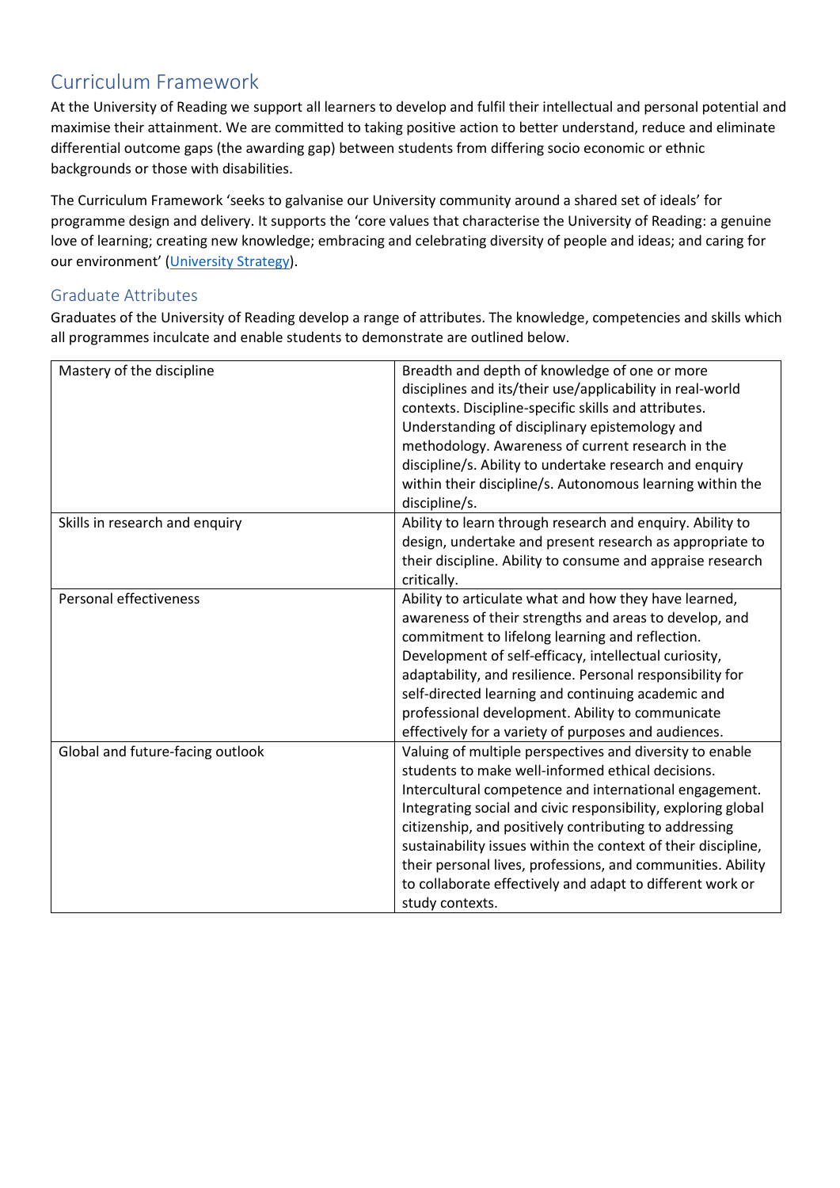# Curriculum Framework

At the University of Reading we support all learners to develop and fulfil their intellectual and personal potential and maximise their attainment. We are committed to taking positive action to better understand, reduce and eliminate differential outcome gaps (the awarding gap) between students from differing socio economic or ethnic backgrounds or those with disabilities.

The Curriculum Framework 'seeks to galvanise our University community around a shared set of ideals' for programme design and delivery. It supports the 'core values that characterise the University of Reading: a genuine love of learning; creating new knowledge; embracing and celebrating diversity of people and ideas; and caring for our environment' (University Strategy).

## Graduate Attributes

Graduates of the University of Reading develop a range of attributes. The knowledge, competencies and skills which all programmes inculcate and enable students to demonstrate are outlined below.

| | |
|---|---|
| Mastery of the discipline | Breadth and depth of knowledge of one or more disciplines and its/their use/applicability in real-world contexts. Discipline-specific skills and attributes. Understanding of disciplinary epistemology and methodology. Awareness of current research in the discipline/s. Ability to undertake research and enquiry within their discipline/s. Autonomous learning within the discipline/s. |
| Skills in research and enquiry | Ability to learn through research and enquiry. Ability to design, undertake and present research as appropriate to their discipline. Ability to consume and appraise research critically. |
| Personal effectiveness | Ability to articulate what and how they have learned, awareness of their strengths and areas to develop, and commitment to lifelong learning and reflection. Development of self-efficacy, intellectual curiosity, adaptability, and resilience. Personal responsibility for self-directed learning and continuing academic and professional development. Ability to communicate effectively for a variety of purposes and audiences. |
| Global and future-facing outlook | Valuing of multiple perspectives and diversity to enable students to make well-informed ethical decisions. Intercultural competence and international engagement. Integrating social and civic responsibility, exploring global citizenship, and positively contributing to addressing sustainability issues within the context of their discipline, their personal lives, professions, and communities. Ability to collaborate effectively and adapt to different work or study contexts. |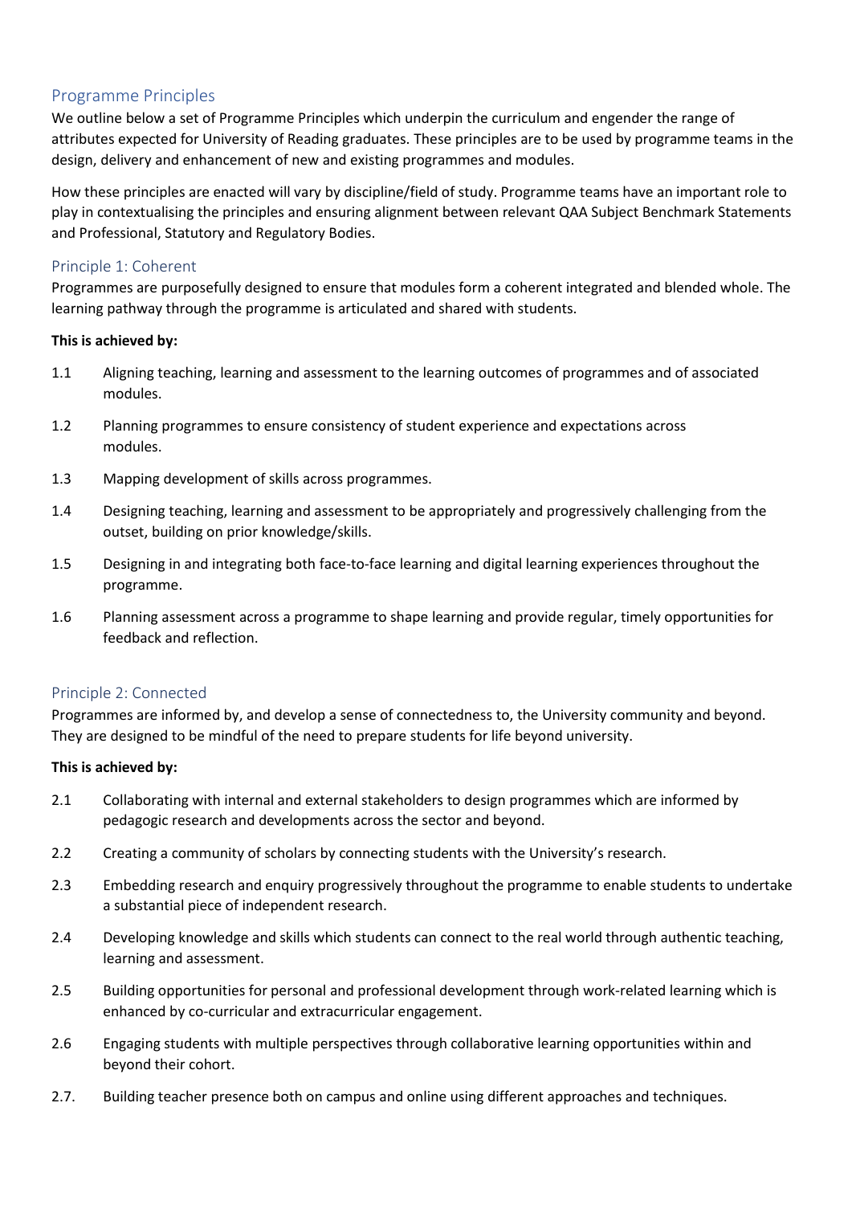## Programme Principles

We outline below a set of Programme Principles which underpin the curriculum and engender the range of attributes expected for University of Reading graduates. These principles are to be used by programme teams in the design, delivery and enhancement of new and existing programmes and modules.

How these principles are enacted will vary by discipline/field of study. Programme teams have an important role to play in contextualising the principles and ensuring alignment between relevant QAA Subject Benchmark Statements and Professional, Statutory and Regulatory Bodies.

### Principle 1: Coherent

Programmes are purposefully designed to ensure that modules form a coherent integrated and blended whole. The learning pathway through the programme is articulated and shared with students.

**This is achieved by:**

1.1 Aligning teaching, learning and assessment to the learning outcomes of programmes and of associated modules.

1.2 Planning programmes to ensure consistency of student experience and expectations across modules.

1.3 Mapping development of skills across programmes.

1.4 Designing teaching, learning and assessment to be appropriately and progressively challenging from the outset, building on prior knowledge/skills.

1.5 Designing in and integrating both face-to-face learning and digital learning experiences throughout the programme.

1.6 Planning assessment across a programme to shape learning and provide regular, timely opportunities for feedback and reflection.

### Principle 2: Connected

Programmes are informed by, and develop a sense of connectedness to, the University community and beyond. They are designed to be mindful of the need to prepare students for life beyond university.

**This is achieved by:**

2.1 Collaborating with internal and external stakeholders to design programmes which are informed by pedagogic research and developments across the sector and beyond.

2.2 Creating a community of scholars by connecting students with the University's research.

2.3 Embedding research and enquiry progressively throughout the programme to enable students to undertake a substantial piece of independent research.

2.4 Developing knowledge and skills which students can connect to the real world through authentic teaching, learning and assessment.

2.5 Building opportunities for personal and professional development through work-related learning which is enhanced by co-curricular and extracurricular engagement.

2.6 Engaging students with multiple perspectives through collaborative learning opportunities within and beyond their cohort.

2.7. Building teacher presence both on campus and online using different approaches and techniques.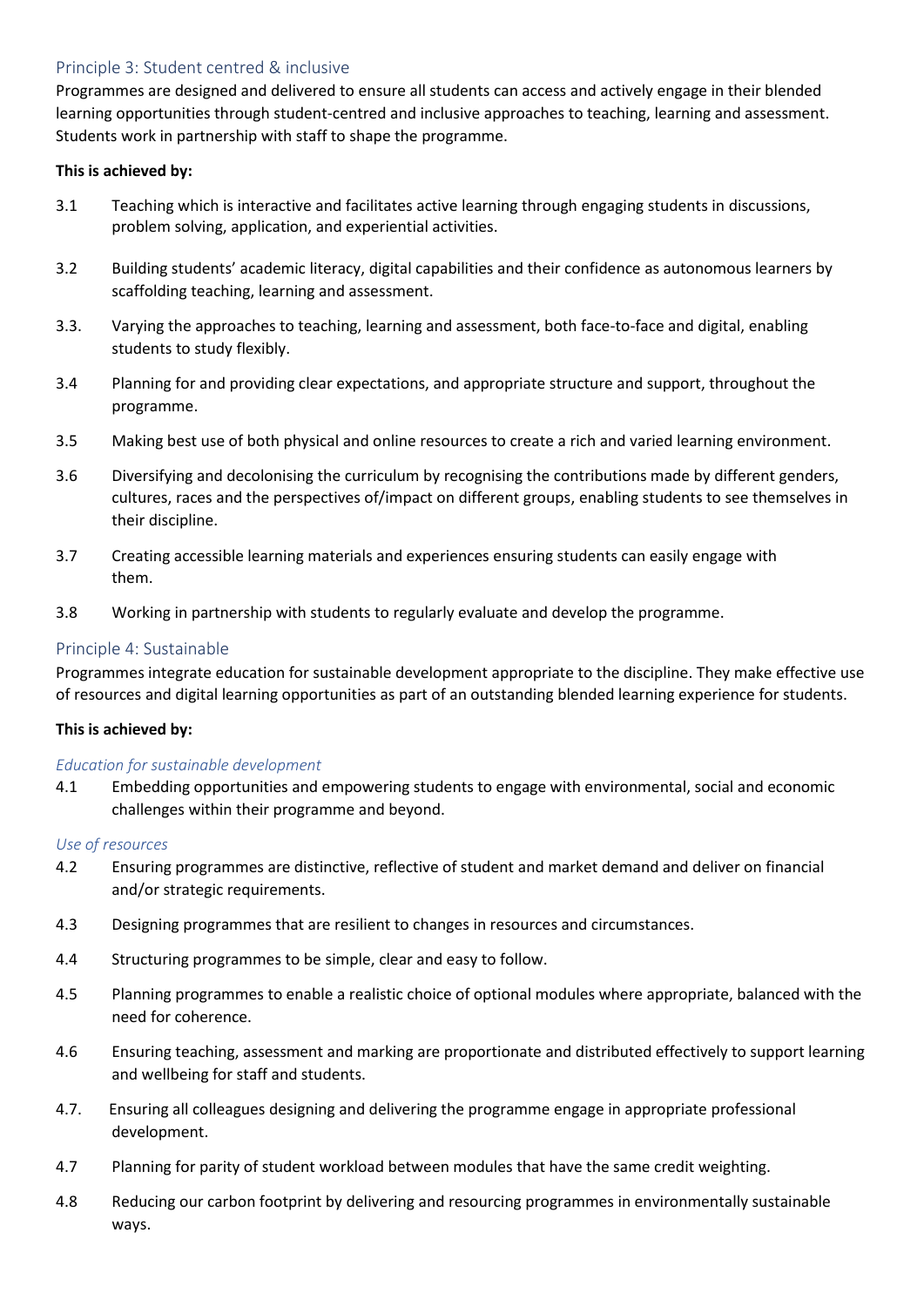## Principle 3: Student centred & inclusive

Programmes are designed and delivered to ensure all students can access and actively engage in their blended learning opportunities through student-centred and inclusive approaches to teaching, learning and assessment. Students work in partnership with staff to shape the programme.

**This is achieved by:**

3.1 Teaching which is interactive and facilitates active learning through engaging students in discussions, problem solving, application, and experiential activities.

3.2 Building students' academic literacy, digital capabilities and their confidence as autonomous learners by scaffolding teaching, learning and assessment.

3.3. Varying the approaches to teaching, learning and assessment, both face-to-face and digital, enabling students to study flexibly.

3.4 Planning for and providing clear expectations, and appropriate structure and support, throughout the programme.

3.5 Making best use of both physical and online resources to create a rich and varied learning environment.

3.6 Diversifying and decolonising the curriculum by recognising the contributions made by different genders, cultures, races and the perspectives of/impact on different groups, enabling students to see themselves in their discipline.

3.7 Creating accessible learning materials and experiences ensuring students can easily engage with them.

3.8 Working in partnership with students to regularly evaluate and develop the programme.

## Principle 4: Sustainable

Programmes integrate education for sustainable development appropriate to the discipline. They make effective use of resources and digital learning opportunities as part of an outstanding blended learning experience for students.

**This is achieved by:**

*Education for sustainable development*

4.1 Embedding opportunities and empowering students to engage with environmental, social and economic challenges within their programme and beyond.

*Use of resources*

4.2 Ensuring programmes are distinctive, reflective of student and market demand and deliver on financial and/or strategic requirements.

4.3 Designing programmes that are resilient to changes in resources and circumstances.

4.4 Structuring programmes to be simple, clear and easy to follow.

4.5 Planning programmes to enable a realistic choice of optional modules where appropriate, balanced with the need for coherence.

4.6 Ensuring teaching, assessment and marking are proportionate and distributed effectively to support learning and wellbeing for staff and students.

4.7. Ensuring all colleagues designing and delivering the programme engage in appropriate professional development.

4.7 Planning for parity of student workload between modules that have the same credit weighting.

4.8 Reducing our carbon footprint by delivering and resourcing programmes in environmentally sustainable ways.